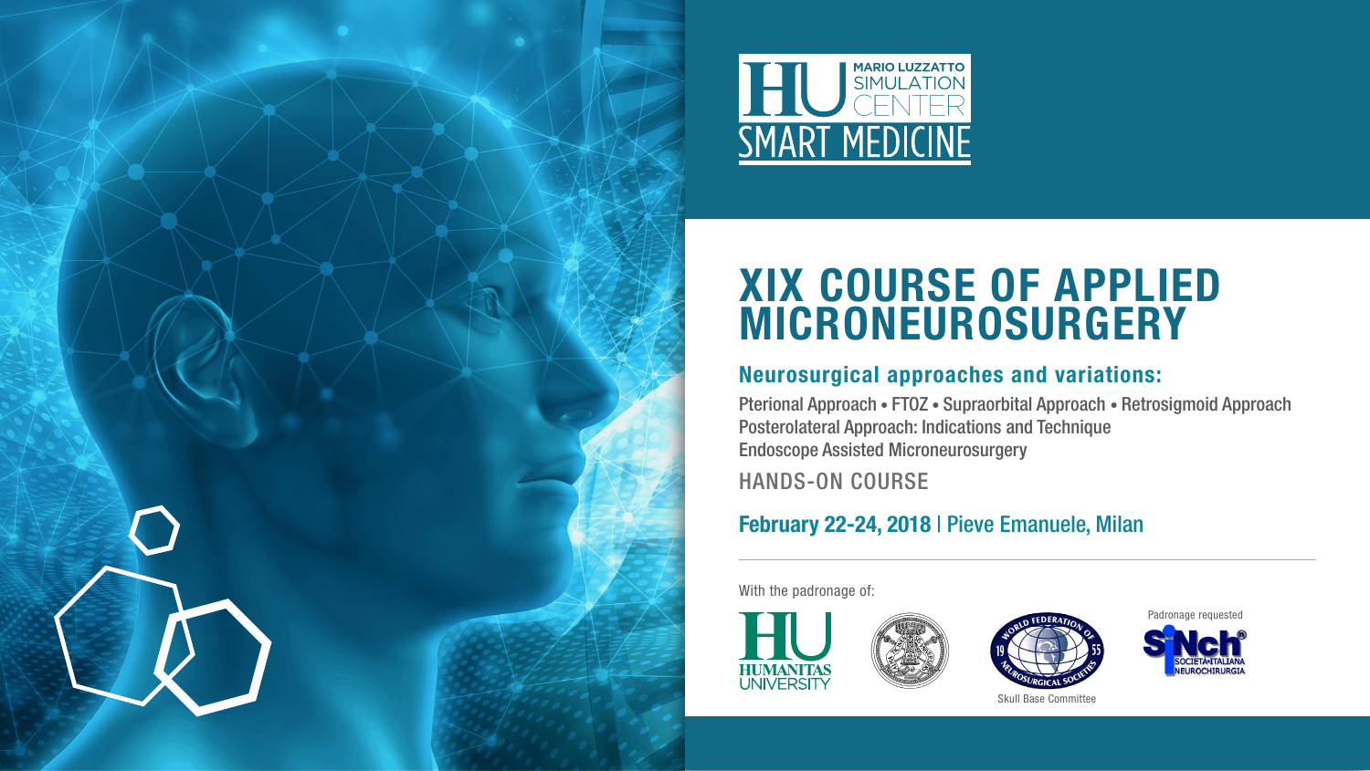MARIO LUZZATTO SIMULATION CENTER

SMART MEDICINE

# XIX COURSE OF APPLIED MICRONEUROSURGERY

## Neurosurgical approaches and variations:

Pterional Approach • FTOZ • Supraorbital Approach • Retrosigmoid Approach
Posterolateral Approach: Indications and Technique
Endoscope Assisted Microneurosurgery

HANDS-ON COURSE

**February 22-24, 2018** | Pieve Emanuele, Milan

With the padronage of:

HUMANITAS UNIVERSITY

World Federation of Neurosurgical Societies 1955 – Skull Base Committee

Padronage requested

SINch – Società Italiana Neurochirurgia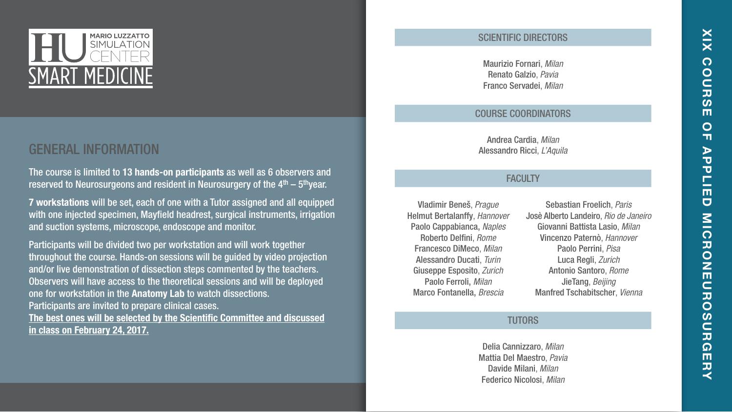MARIO LUZZATTO SIMULATION CENTER

SMART MEDICINE

## GENERAL INFORMATION

The course is limited to **13 hands-on participants** as well as 6 observers and reserved to Neurosurgeons and resident in Neurosurgery of the 4th – 5th year.

**7 workstations** will be set, each of one with a Tutor assigned and all equipped with one injected specimen, Mayfield headrest, surgical instruments, irrigation and suction systems, microscope, endoscope and monitor.

Participants will be divided two per workstation and will work together throughout the course. Hands-on sessions will be guided by video projection and/or live demonstration of dissection steps commented by the teachers. Observers will have access to the theoretical sessions and will be deployed one for workstation in the **Anatomy Lab** to watch dissections.
Participants are invited to prepare clinical cases.
**The best ones will be selected by the Scientific Committee and discussed in class on February 24, 2017.**

## SCIENTIFIC DIRECTORS

Maurizio Fornari, *Milan*
Renato Galzio, *Pavia*
Franco Servadei, *Milan*

## COURSE COORDINATORS

Andrea Cardia, *Milan*
Alessandro Ricci, *L'Aquila*

## FACULTY

Vladimir Beneš, *Prague*
Helmut Bertalanffy, *Hannover*
Paolo Cappabianca, *Naples*
Roberto Delfini, *Rome*
Francesco DiMeco, *Milan*
Alessandro Ducati, *Turin*
Giuseppe Esposito, *Zurich*
Paolo Ferroli, *Milan*
Marco Fontanella, *Brescia*
Sebastian Froelich, *Paris*
Josè Alberto Landeiro, *Rio de Janeiro*
Giovanni Battista Lasio, *Milan*
Vincenzo Paternò, *Hannover*
Paolo Perrini, *Pisa*
Luca Regli, *Zurich*
Antonio Santoro, *Rome*
JieTang, *Beijing*
Manfred Tschabitscher, *Vienna*

## TUTORS

Delia Cannizzaro, *Milan*
Mattia Del Maestro, *Pavia*
Davide Milani, *Milan*
Federico Nicolosi, *Milan*

XIX COURSE OF APPLIED MICRONEUROSURGERY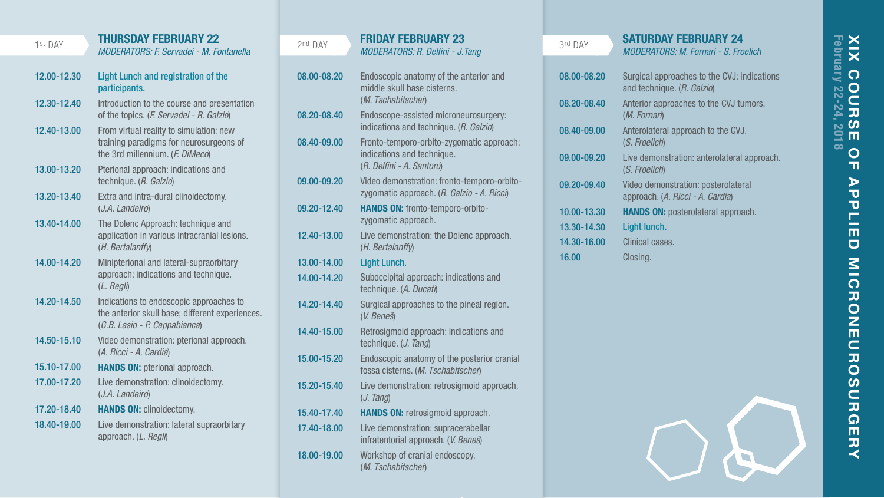# XIX COURSE OF APPLIED MICRONEUROSURGERY

**February 22-24, 2018**

## 1st DAY — THURSDAY FEBRUARY 22

*MODERATORS: F. Servadei - M. Fontanella*

| Time | Session |
|---|---|
| 12.00-12.30 | **Light Lunch and registration of the participants.** |
| 12.30-12.40 | Introduction to the course and presentation of the topics. (*F. Servadei - R. Galzio*) |
| 12.40-13.00 | From virtual reality to simulation: new training paradigms for neurosurgeons of the 3rd millennium. (*F. DiMeco*) |
| 13.00-13.20 | Pterional approach: indications and technique. (*R. Galzio*) |
| 13.20-13.40 | Extra and intra-dural clinoidectomy. (*J.A. Landeiro*) |
| 13.40-14.00 | The Dolenc Approach: technique and application in various intracranial lesions. (*H. Bertalanffy*) |
| 14.00-14.20 | Minipterional and lateral-supraorbitary approach: indications and technique. (*L. Regli*) |
| 14.20-14.50 | Indications to endoscopic approaches to the anterior skull base; different experiences. (*G.B. Lasio - P. Cappabianca*) |
| 14.50-15.10 | Video demonstration: pterional approach. (*A. Ricci - A. Cardia*) |
| 15.10-17.00 | **HANDS ON:** pterional approach. |
| 17.00-17.20 | Live demonstration: clinoidectomy. (*J.A. Landeiro*) |
| 17.20-18.40 | **HANDS ON:** clinoidectomy. |
| 18.40-19.00 | Live demonstration: lateral supraorbitary approach. (*L. Regli*) |

## 2nd DAY — FRIDAY FEBRUARY 23

*MODERATORS: R. Delfini - J.Tang*

| Time | Session |
|---|---|
| 08.00-08.20 | Endoscopic anatomy of the anterior and middle skull base cisterns. (*M. Tschabitscher*) |
| 08.20-08.40 | Endoscope-assisted microneurosurgery: indications and technique. (*R. Galzio*) |
| 08.40-09.00 | Fronto-temporo-orbito-zygomatic approach: indications and technique. (*R. Delfini - A. Santoro*) |
| 09.00-09.20 | Video demonstration: fronto-temporo-orbito-zygomatic approach. (*R. Galzio - A. Ricci*) |
| 09.20-12.40 | **HANDS ON:** fronto-temporo-orbito-zygomatic approach. |
| 12.40-13.00 | Live demonstration: the Dolenc approach. (*H. Bertalanffy*) |
| 13.00-14.00 | **Light Lunch.** |
| 14.00-14.20 | Suboccipital approach: indications and technique. (*A. Ducati*) |
| 14.20-14.40 | Surgical approaches to the pineal region. (*V. Beneš*) |
| 14.40-15.00 | Retrosigmoid approach: indications and technique. (*J. Tang*) |
| 15.00-15.20 | Endoscopic anatomy of the posterior cranial fossa cisterns. (*M. Tschabitscher*) |
| 15.20-15.40 | Live demonstration: retrosigmoid approach. (*J. Tang*) |
| 15.40-17.40 | **HANDS ON:** retrosigmoid approach. |
| 17.40-18.00 | Live demonstration: supracerabellar infratentorial approach. (*V. Beneš*) |
| 18.00-19.00 | Workshop of cranial endoscopy. (*M. Tschabitscher*) |

## 3rd DAY — SATURDAY FEBRUARY 24

*MODERATORS: M. Fornari - S. Froelich*

| Time | Session |
|---|---|
| 08.00-08.20 | Surgical approaches to the CVJ: indications and technique. (*R. Galzio*) |
| 08.20-08.40 | Anterior approaches to the CVJ tumors. (*M. Fornari*) |
| 08.40-09.00 | Anterolateral approach to the CVJ. (*S. Froelich*) |
| 09.00-09.20 | Live demonstration: anterolateral approach. (*S. Froelich*) |
| 09.20-09.40 | Video demonstration: posterolateral approach. (*A. Ricci - A. Cardia*) |
| 10.00-13.30 | **HANDS ON:** posterolateral approach. |
| 13.30-14.30 | **Light lunch.** |
| 14.30-16.00 | Clinical cases. |
| 16.00 | Closing. |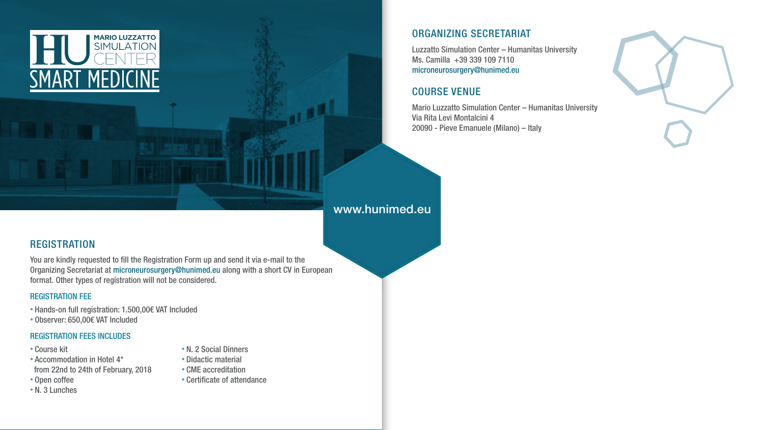MARIO LUZZATTO SIMULATION CENTER

HU SMART MEDICINE

www.hunimed.eu

## REGISTRATION

You are kindly requested to fill the Registration Form up and send it via e-mail to the Organizing Secretariat at microneurosurgery@hunimed.eu along with a short CV in European format. Other types of registration will not be considered.

### REGISTRATION FEE

- Hands-on full registration: 1.500,00€ VAT Included
- Observer: 650,00€ VAT Included

### REGISTRATION FEES INCLUDES

- Course kit
- Accommodation in Hotel 4* from 22nd to 24th of February, 2018
- Open coffee
- N. 3 Lunches
- N. 2 Social Dinners
- Didactic material
- CME accreditation
- Certificate of attendance

## ORGANIZING SECRETARIAT

Luzzatto Simulation Center – Humanitas University
Ms. Camilla +39 339 109 7110
microneurosurgery@hunimed.eu

## COURSE VENUE

Mario Luzzatto Simulation Center – Humanitas University
Via Rita Levi Montalcini 4
20090 - Pieve Emanuele (Milano) – Italy